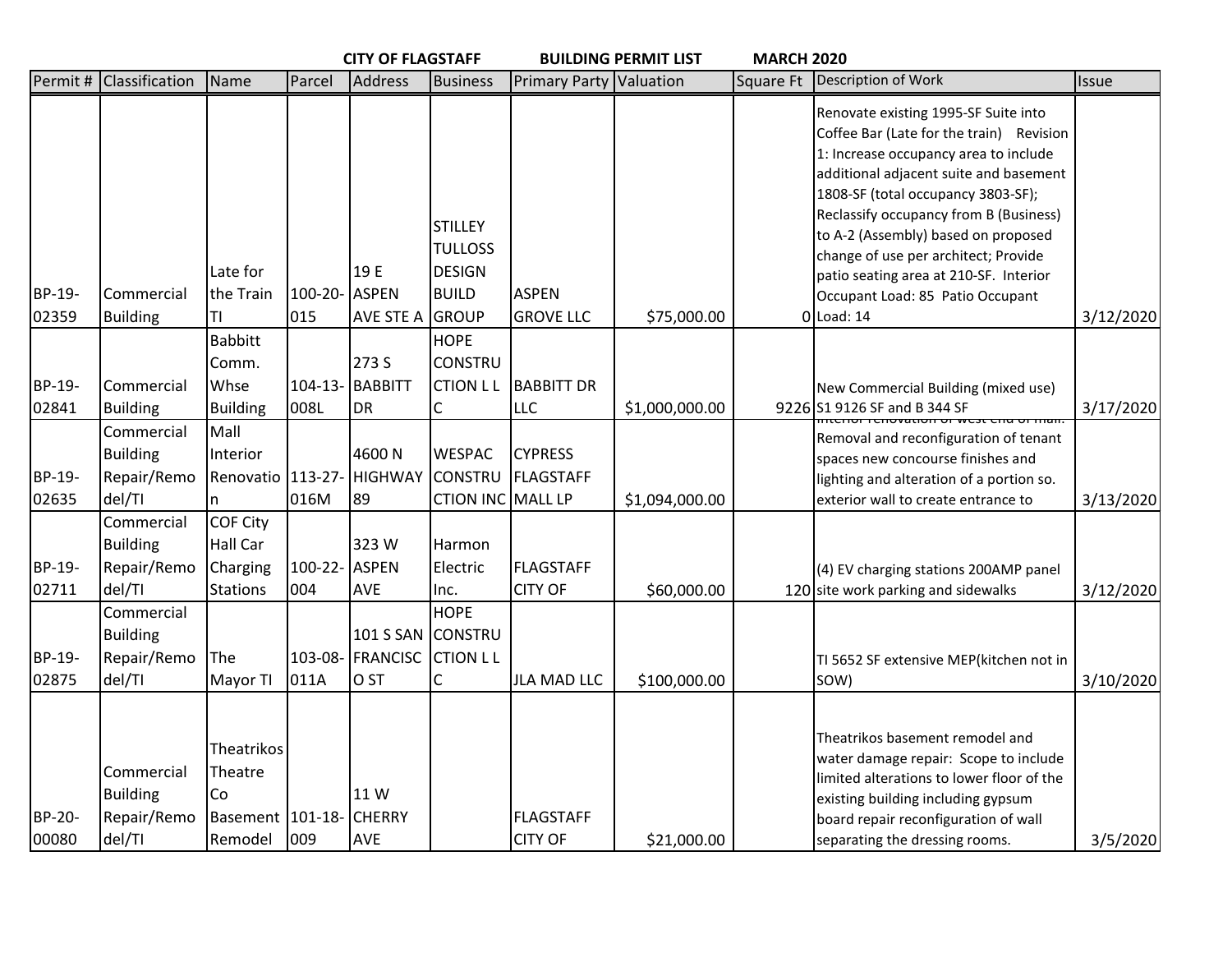CITY OF FLAGSTAFF BUILDING PERMIT LIST MARCH 2020

| Permit # | Classification | Name | Parcel | Address | Business | Primary Party | Valuation | Square Ft | Description of Work | Issue |
|---|---|---|---|---|---|---|---|---|---|---|
| BP-19-02359 | Commercial Building | Late for the Train TI | 100-20-015 | 19 E ASPEN AVE STE A | STILLEY TULLOSS DESIGN BUILD GROUP | ASPEN GROVE LLC | $75,000.00 | 0 | Renovate existing 1995-SF Suite into Coffee Bar (Late for the train) Revision 1: Increase occupancy area to include additional adjacent suite and basement 1808-SF (total occupancy 3803-SF); Reclassify occupancy from B (Business) to A-2 (Assembly) based on proposed change of use per architect; Provide patio seating area at 210-SF. Interior Occupant Load: 85 Patio Occupant Load: 14 | 3/12/2020 |
| BP-19-02841 | Commercial Building | Babbitt Comm. Whse Building | 104-13-008L | 273 S BABBITT DR | HOPE CONSTRUCTION L L C | BABBITT DR LLC | $1,000,000.00 | 9226 | New Commercial Building (mixed use) S1 9126 SF and B 344 SF | 3/17/2020 |
| BP-19-02635 | Commercial Building Repair/Remodel/TI | Mall Interior Renovation | 113-27-016M | 4600 N HIGHWAY 89 | WESPAC CONSTRUCTION INC | CYPRESS FLAGSTAFF MALL LP | $1,094,000.00 | | Interior renovation of west end of mall. Removal and reconfiguration of tenant spaces new concourse finishes and lighting and alteration of a portion so. exterior wall to create entrance to | 3/13/2020 |
| BP-19-02711 | Commercial Building Repair/Remodel/TI | COF City Hall Car Charging Stations | 100-22-004 | 323 W ASPEN AVE | Harmon Electric Inc. | FLAGSTAFF CITY OF | $60,000.00 | 120 | (4) EV charging stations 200AMP panel site work parking and sidewalks | 3/12/2020 |
| BP-19-02875 | Commercial Building Repair/Remodel/TI | The Mayor TI | 103-08-011A | 101 S SAN FRANCISCO ST | HOPE CONSTRUCTION L L C | JLA MAD LLC | $100,000.00 | | TI 5652 SF extensive MEP(kitchen not in SOW) | 3/10/2020 |
| BP-20-00080 | Commercial Building Repair/Remodel/TI | Theatrikos Theatre Co Basement Remodel | 101-18-009 | 11 W CHERRY AVE | | FLAGSTAFF CITY OF | $21,000.00 | | Theatrikos basement remodel and water damage repair: Scope to include limited alterations to lower floor of the existing building including gypsum board repair reconfiguration of wall separating the dressing rooms. | 3/5/2020 |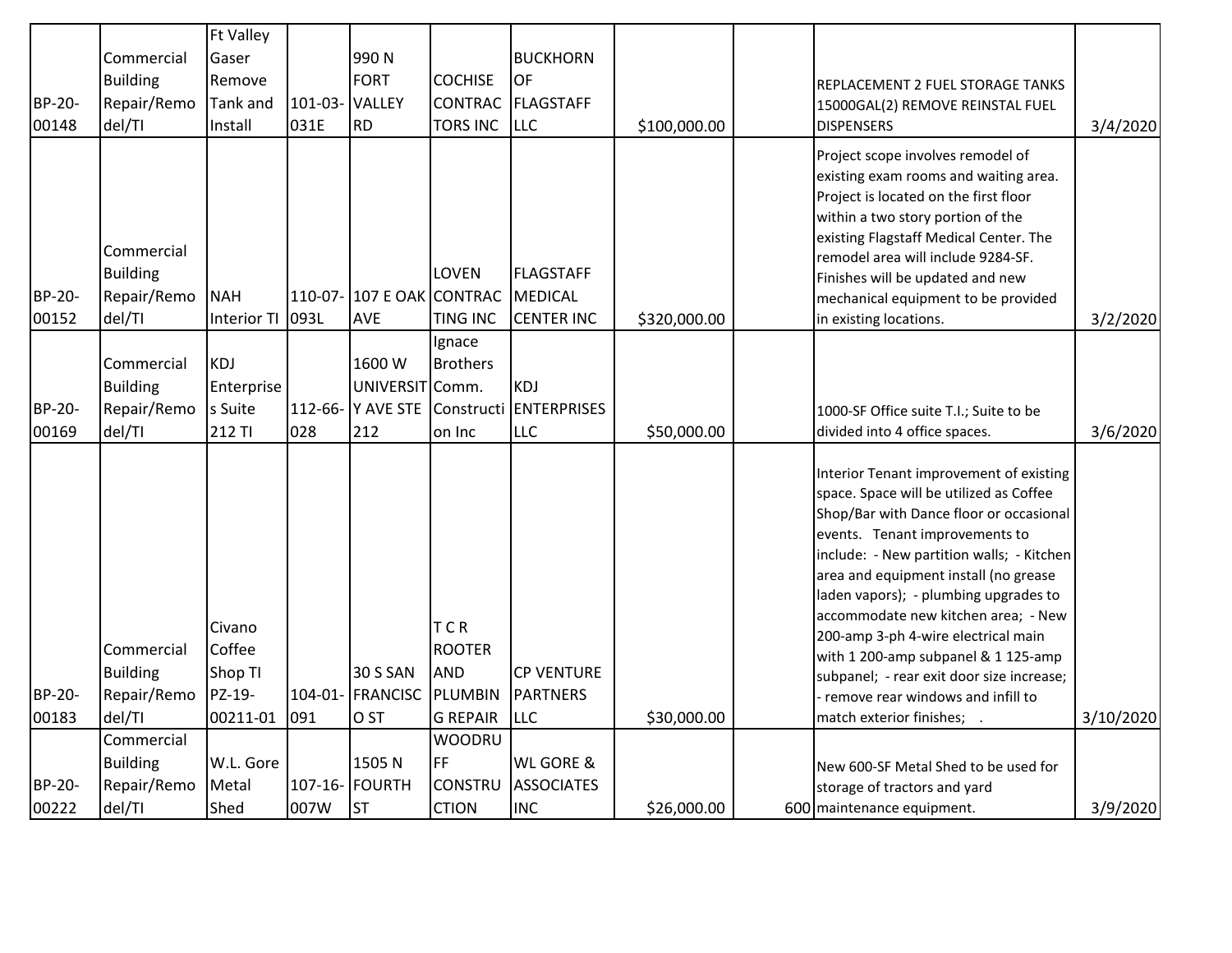| | | | | | | | | | | |
|---|---|---|---|---|---|---|---|---|---|---|
| BP-20-00148 | Commercial Building Repair/Remodel/TI | Ft Valley Gaser Remove Tank and Install | 101-03-031E | 990 N FORT VALLEY RD | COCHISE CONTRACTORS INC | BUCKHORN OF FLAGSTAFF LLC | $100,000.00 | | REPLACEMENT 2 FUEL STORAGE TANKS 15000GAL(2) REMOVE REINSTAL FUEL DISPENSERS | 3/4/2020 |
| BP-20-00152 | Commercial Building Repair/Remodel/TI | NAH Interior TI | 110-07-093L | 107 E OAK AVE | LOVEN CONTRACTING INC | FLAGSTAFF MEDICAL CENTER INC | $320,000.00 | | Project scope involves remodel of existing exam rooms and waiting area. Project is located on the first floor within a two story portion of the existing Flagstaff Medical Center. The remodel area will include 9284-SF. Finishes will be updated and new mechanical equipment to be provided in existing locations. | 3/2/2020 |
| BP-20-00169 | Commercial Building Repair/Remodel/TI | KDJ Enterprises Suite 212 TI | 112-66-028 | 1600 W UNIVERSITY AVE STE 212 | Ignace Brothers Comm. Construction Inc | KDJ ENTERPRISES LLC | $50,000.00 | | 1000-SF Office suite T.I.; Suite to be divided into 4 office spaces. | 3/6/2020 |
| BP-20-00183 | Commercial Building Repair/Remodel/TI | Civano Coffee Shop TI PZ-19-00211-01 | 104-01-091 | 30 S SAN FRANCISCO ST | T C R ROOTER AND PLUMBING REPAIR | CP VENTURE PARTNERS LLC | $30,000.00 | | Interior Tenant improvement of existing space. Space will be utilized as Coffee Shop/Bar with Dance floor or occasional events. Tenant improvements to include: - New partition walls; - Kitchen area and equipment install (no grease laden vapors); - plumbing upgrades to accommodate new kitchen area; - New 200-amp 3-ph 4-wire electrical main with 1 200-amp subpanel & 1 125-amp subpanel; - rear exit door size increase; - remove rear windows and infill to match exterior finishes; . | 3/10/2020 |
| BP-20-00222 | Commercial Building Repair/Remodel/TI | W.L. Gore Metal Shed | 107-16-007W | 1505 N FOURTH ST | WOODRUFF CONSTRUCTION | WL GORE & ASSOCIATES INC | $26,000.00 | 600 | New 600-SF Metal Shed to be used for storage of tractors and yard maintenance equipment. | 3/9/2020 |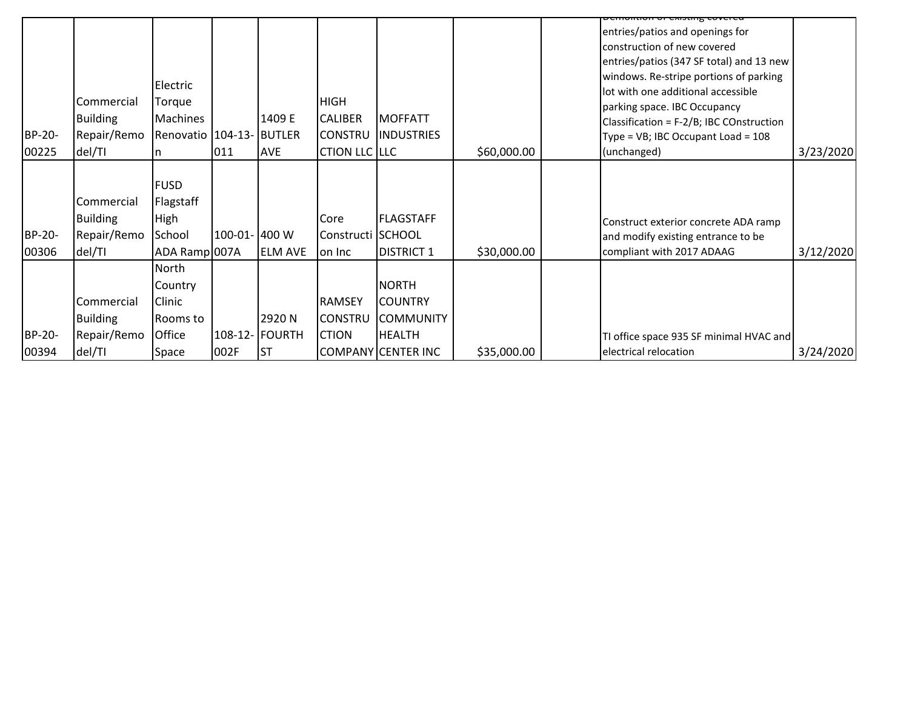| | | | | | | | | | | |
|---|---|---|---|---|---|---|---|---|---|---|
| BP-20-00225 | Commercial Building Repair/Remodel/TI | Electric Torque Machines Renovation | 104-13-011 | 1409 E BUTLER AVE | HIGH CALIBER CONSTRUCTION LLC | MOFFATT INDUSTRIES LLC | $60,000.00 | | Demolition of existing covered entries/patios and openings for construction of new covered entries/patios (347 SF total) and 13 new windows. Re-stripe portions of parking lot with one additional accessible parking space. IBC Occupancy Classification = F-2/B; IBC COnstruction Type = VB; IBC Occupant Load = 108 (unchanged) | 3/23/2020 |
| BP-20-00306 | Commercial Building Repair/Remodel/TI | FUSD Flagstaff High School ADA Ramp | 100-01-007A | 400 W ELM AVE | Core Construction Inc | FLAGSTAFF SCHOOL DISTRICT 1 | $30,000.00 | | Construct exterior concrete ADA ramp and modify existing entrance to be compliant with 2017 ADAAG | 3/12/2020 |
| BP-20-00394 | Commercial Building Repair/Remodel/TI | North Country Clinic Rooms to Office Space | 108-12-002F | 2920 N FOURTH ST | RAMSEY CONSTRUCTION COMPANY | NORTH COUNTRY COMMUNITY HEALTH CENTER INC | $35,000.00 | | TI office space 935 SF minimal HVAC and electrical relocation | 3/24/2020 |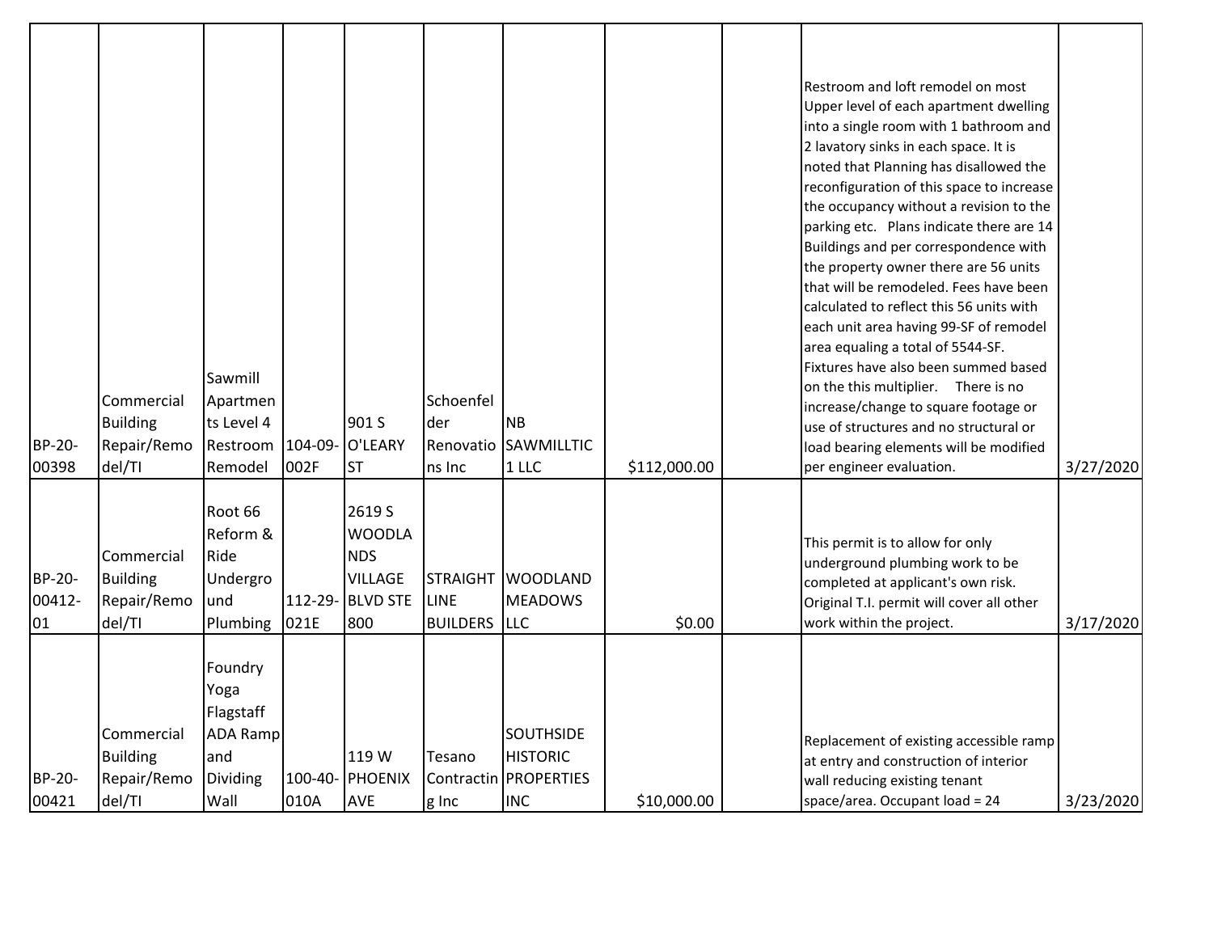| | | | | | | | | | | |
|---|---|---|---|---|---|---|---|---|---|---|
| BP-20-00398 | Commercial Building Repair/Remodel/TI | Sawmill Apartments Level 4 Restroom Remodel | 104-09-002F | 901 S O'LEARY ST | Schoenfelder Renovations Inc | NB SAWMILLTIC 1 LLC | $112,000.00 | | Restroom and loft remodel on most Upper level of each apartment dwelling into a single room with 1 bathroom and 2 lavatory sinks in each space. It is noted that Planning has disallowed the reconfiguration of this space to increase the occupancy without a revision to the parking etc. Plans indicate there are 14 Buildings and per correspondence with the property owner there are 56 units that will be remodeled. Fees have been calculated to reflect this 56 units with each unit area having 99-SF of remodel area equaling a total of 5544-SF. Fixtures have also been summed based on the this multiplier. There is no increase/change to square footage or use of structures and no structural or load bearing elements will be modified per engineer evaluation. | 3/27/2020 |
| BP-20-00412-01 | Commercial Building Repair/Remodel/TI | Root 66 Reform & Ride Underground Plumbing | 112-29-021E | 2619 S WOODLANDS VILLAGE BLVD STE 800 | STRAIGHT LINE BUILDERS | WOODLAND MEADOWS LLC | $0.00 | | This permit is to allow for only underground plumbing work to be completed at applicant's own risk. Original T.I. permit will cover all other work within the project. | 3/17/2020 |
| BP-20-00421 | Commercial Building Repair/Remodel/TI | Foundry Yoga Flagstaff ADA Ramp and Dividing Wall | 100-40-010A | 119 W PHOENIX AVE | Tesano Contracting Inc | SOUTHSIDE HISTORIC PROPERTIES INC | $10,000.00 | | Replacement of existing accessible ramp at entry and construction of interior wall reducing existing tenant space/area. Occupant load = 24 | 3/23/2020 |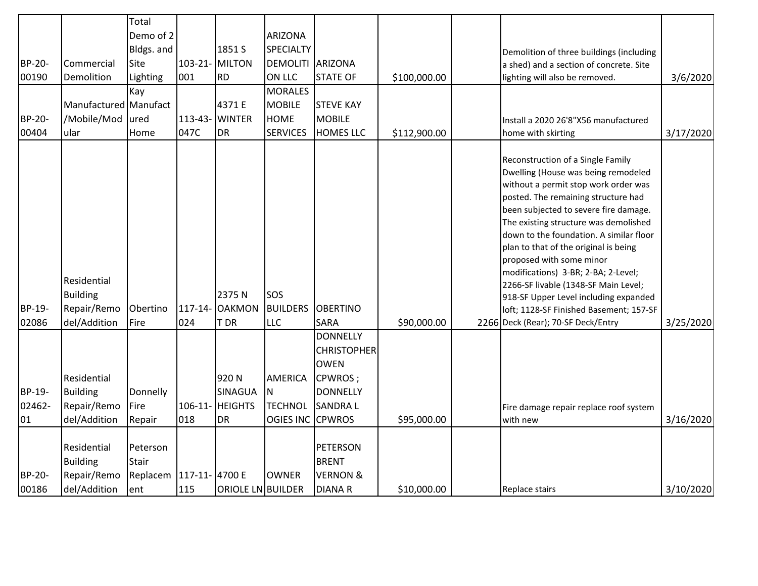| | | | | | | | | | | |
|---|---|---|---|---|---|---|---|---|---|---|
| BP-20-00190 | Commercial Demolition | Total Demo of 2 Bldgs. and Site Lighting | 103-21-001 | 1851 S MILTON RD | ARIZONA SPECIALTY DEMOLITION LLC | ARIZONA STATE OF | $100,000.00 | | Demolition of three buildings (including a shed) and a section of concrete. Site lighting will also be removed. | 3/6/2020 |
| BP-20-00404 | Manufactured/Mobile/Modular | Kay Manufactured Home | 113-43-047C | 4371 E WINTER DR | MORALES MOBILE HOME SERVICES | STEVE KAY MOBILE HOMES LLC | $112,900.00 | | Install a 2020 26'8"X56 manufactured home with skirting | 3/17/2020 |
| BP-19-02086 | Residential Building Repair/Remodel/Addition | Obertino Fire | 117-14-024 | 2375 N OAKMONT DR | SOS BUILDERS LLC | OBERTINO SARA | $90,000.00 | 2266 | Reconstruction of a Single Family Dwelling (House was being remodeled without a permit stop work order was posted. The remaining structure had been subjected to severe fire damage. The existing structure was demolished down to the foundation. A similar floor plan to that of the original is being proposed with some minor modifications) 3-BR; 2-BA; 2-Level; 2266-SF livable (1348-SF Main Level; 918-SF Upper Level including expanded loft; 1128-SF Finished Basement; 157-SF Deck (Rear); 70-SF Deck/Entry | 3/25/2020 |
| BP-19-02462-01 | Residential Building Repair/Remodel/Addition | Donnelly Fire Repair | 106-11-018 | 920 N SINAGUA HEIGHTS DR | AMERICAN TECHNOLOGIES INC | DONNELLY CHRISTOPHER OWEN CPWROS ; DONNELLY SANDRA L CPWROS | $95,000.00 | | Fire damage repair replace roof system with new | 3/16/2020 |
| BP-20-00186 | Residential Building Repair/Remodel/Addition | Peterson Stair Replacement | 117-11-115 | 4700 E ORIOLE LN | OWNER BUILDER | PETERSON BRENT VERNON & DIANA R | $10,000.00 | | Replace stairs | 3/10/2020 |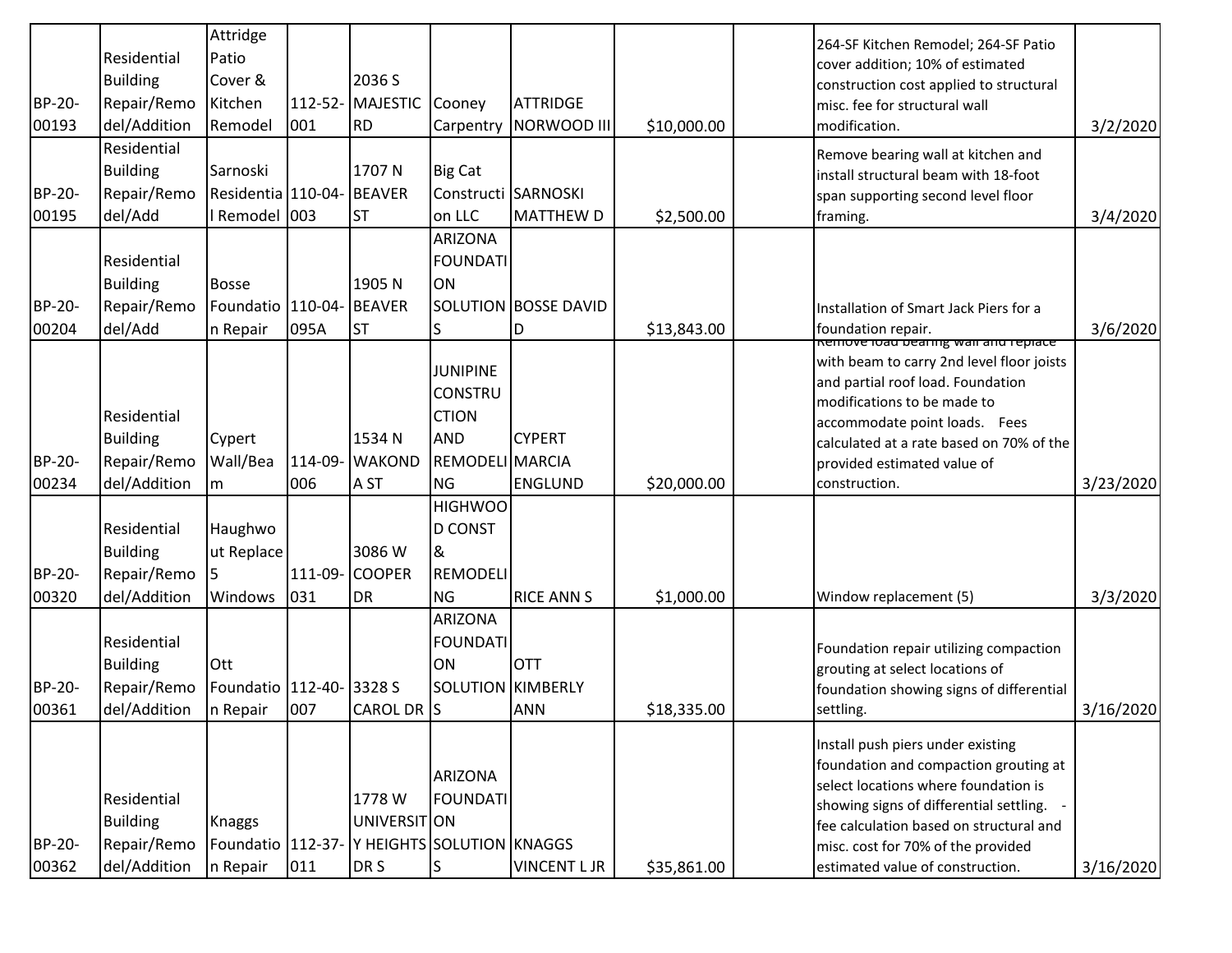| | | | | | | | | | | |
|---|---|---|---|---|---|---|---|---|---|---|
| BP-20-00193 | Residential Building Repair/Remodel/Addition | Attridge Patio Cover & Kitchen Remodel | 112-52-001 | 2036 S MAJESTIC RD | Cooney Carpentry | ATTRIDGE NORWOOD III | $10,000.00 | | 264-SF Kitchen Remodel; 264-SF Patio cover addition; 10% of estimated construction cost applied to structural misc. fee for structural wall modification. | 3/2/2020 |
| BP-20-00195 | Residential Building Repair/Remodel/Add | Sarnoski Residential Remodel | 110-04-003 | 1707 N BEAVER ST | Big Cat Construction LLC | SARNOSKI MATTHEW D | $2,500.00 | | Remove bearing wall at kitchen and install structural beam with 18-foot span supporting second level floor framing. | 3/4/2020 |
| BP-20-00204 | Residential Building Repair/Remodel/Add | Bosse Foundation Repair | 110-04-095A | 1905 N BEAVER ST | ARIZONA FOUNDATION SOLUTIONS | BOSSE DAVID D | $13,843.00 | | Installation of Smart Jack Piers for a foundation repair. | 3/6/2020 |
| BP-20-00234 | Residential Building Repair/Remodel/Addition | Cypert Wall/Beam | 114-09-006 | 1534 N WAKONDA ST | JUNIPINE CONSTRUCTION AND REMODELING | CYPERT MARCIA ENGLUND | $20,000.00 | | Remove load bearing wall and replace with beam to carry 2nd level floor joists and partial roof load. Foundation modifications to be made to accommodate point loads. Fees calculated at a rate based on 70% of the provided estimated value of construction. | 3/23/2020 |
| BP-20-00320 | Residential Building Repair/Remodel/Addition | Haughwout Replace 5 Windows | 111-09-031 | 3086 W COOPER DR | HIGHWOOD CONST & REMODELING | RICE ANN S | $1,000.00 | | Window replacement (5) | 3/3/2020 |
| BP-20-00361 | Residential Building Repair/Remodel/Addition | Ott Foundation Repair | 112-40-007 | 3328 S CAROL DR | ARIZONA FOUNDATION SOLUTIONS | OTT KIMBERLY ANN | $18,335.00 | | Foundation repair utilizing compaction grouting at select locations of foundation showing signs of differential settling. | 3/16/2020 |
| BP-20-00362 | Residential Building Repair/Remodel/Addition | Knaggs Foundation Repair | 112-37-011 | 1778 W UNIVERSITY HEIGHTS DR S | ARIZONA FOUNDATION SOLUTIONS | KNAGGS VINCENT L JR | $35,861.00 | | Install push piers under existing foundation and compaction grouting at select locations where foundation is showing signs of differential settling. - fee calculation based on structural and misc. cost for 70% of the provided estimated value of construction. | 3/16/2020 |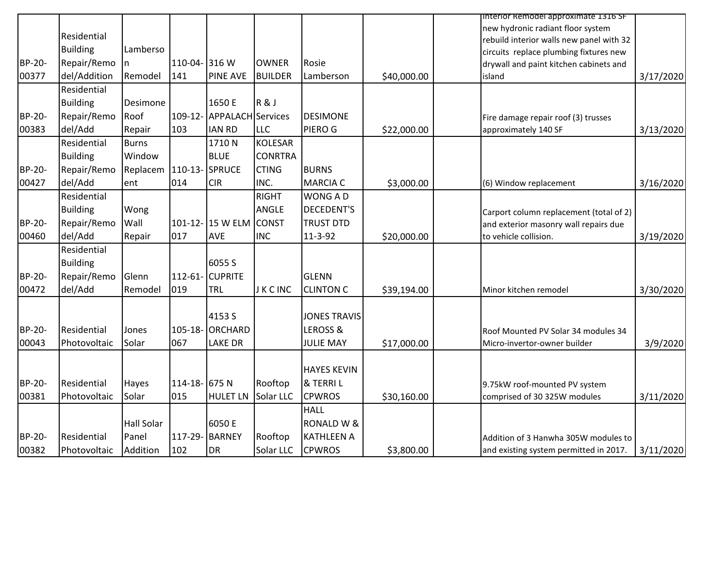| | | | | | | | | | | |
|---|---|---|---|---|---|---|---|---|---|---|
| BP-20-00377 | Residential Building Repair/Remodel/Addition | Lamberson Remodel | 110-04-141 | 316 W PINE AVE | OWNER BUILDER | Rosie Lamberson | $40,000.00 | | Interior Remodel approximate 1316 SF new hydronic radiant floor system rebuild interior walls new panel with 32 circuits replace plumbing fixtures new drywall and paint kitchen cabinets and island | 3/17/2020 |
| BP-20-00383 | Residential Building Repair/Remodel/Add | Desimone Roof Repair | 109-12-103 | 1650 E APPALACHIAN RD | R & J Services LLC | DESIMONE PIERO G | $22,000.00 | | Fire damage repair roof (3) trusses approximately 140 SF | 3/13/2020 |
| BP-20-00427 | Residential Building Repair/Remodel/Add | Burns Window Replacement | 110-13-014 | 1710 N BLUE SPRUCE CIR | KOLESAR CONRTRACTING INC. | BURNS MARCIA C | $3,000.00 | | (6) Window replacement | 3/16/2020 |
| BP-20-00460 | Residential Building Repair/Remodel/Add | Wong Wall Repair | 101-12-017 | 15 W ELM AVE | RIGHT ANGLE CONST INC | WONG A D DECEDENT'S TRUST DTD 11-3-92 | $20,000.00 | | Carport column replacement (total of 2) and exterior masonry wall repairs due to vehicle collision. | 3/19/2020 |
| BP-20-00472 | Residential Building Repair/Remodel/Add | Glenn Remodel | 112-61-019 | 6055 S CUPRITE TRL | J K C INC | GLENN CLINTON C | $39,194.00 | | Minor kitchen remodel | 3/30/2020 |
| BP-20-00043 | Residential Photovoltaic | Jones Solar | 105-18-067 | 4153 S ORCHARD LAKE DR | | JONES TRAVIS LEROSS & JULIE MAY | $17,000.00 | | Roof Mounted PV Solar 34 modules 34 Micro-invertor-owner builder | 3/9/2020 |
| BP-20-00381 | Residential Photovoltaic | Hayes Solar | 114-18-015 | 675 N HULET LN | Rooftop Solar LLC | HAYES KEVIN & TERRI L CPWROS | $30,160.00 | | 9.75kW roof-mounted PV system comprised of 30 325W modules | 3/11/2020 |
| BP-20-00382 | Residential Photovoltaic | Hall Solar Panel Addition | 117-29-102 | 6050 E BARNEY DR | Rooftop Solar LLC | HALL RONALD W & KATHLEEN A CPWROS | $3,800.00 | | Addition of 3 Hanwha 305W modules to and existing system permitted in 2017. | 3/11/2020 |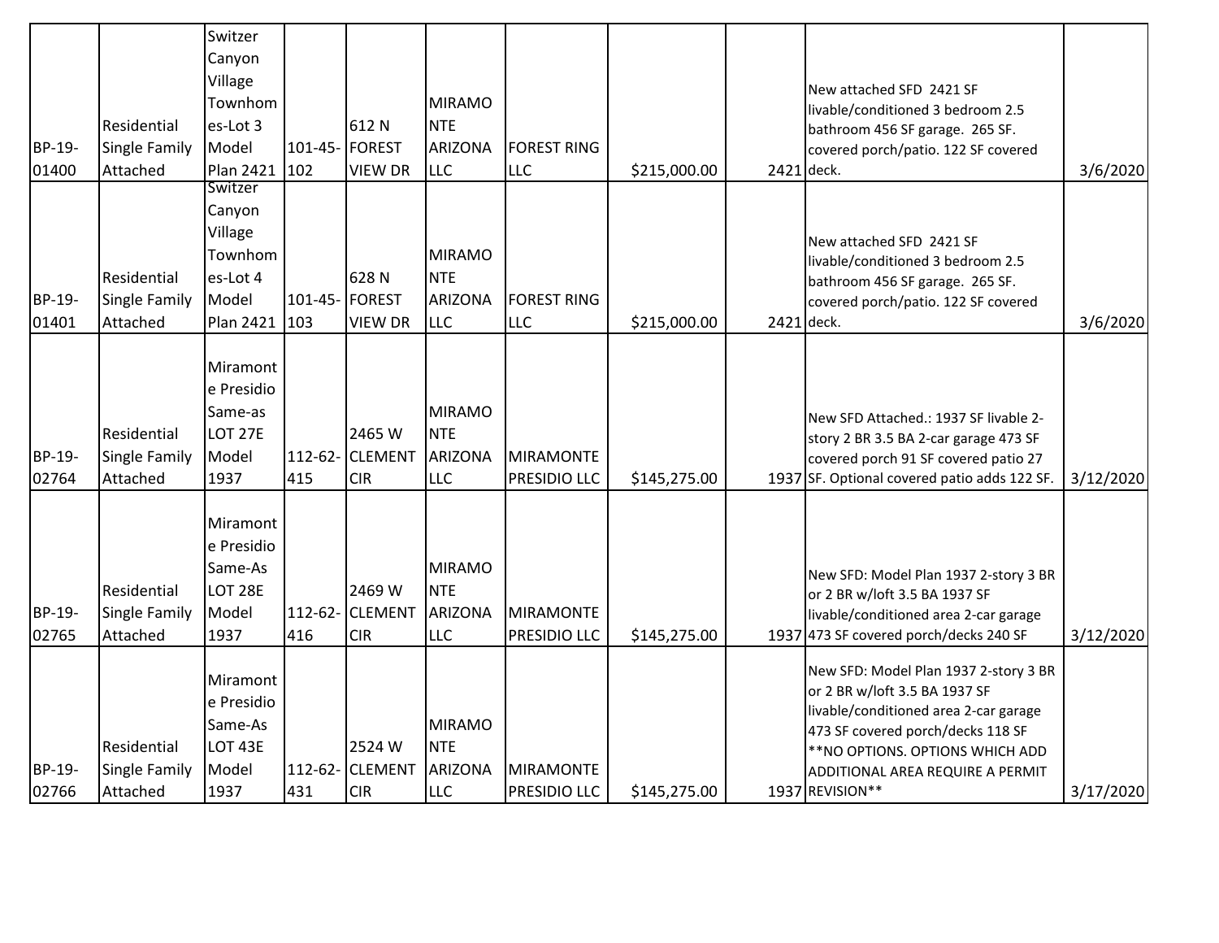| | | | | | | | | | | |
|---|---|---|---|---|---|---|---|---|---|---|
| BP-19-01400 | Residential Single Family Attached | Switzer Canyon Village Townhomes-Lot 3 Model Plan 2421 | 101-45-102 | 612 N FOREST VIEW DR | MIRAMONTE ARIZONA LLC | FOREST RING LLC | $215,000.00 | | 2421 | New attached SFD 2421 SF livable/conditioned 3 bedroom 2.5 bathroom 456 SF garage. 265 SF. covered porch/patio. 122 SF covered deck. | 3/6/2020 |
| BP-19-01401 | Residential Single Family Attached | Switzer Canyon Village Townhomes-Lot 4 Model Plan 2421 | 101-45-103 | 628 N FOREST VIEW DR | MIRAMONTE ARIZONA LLC | FOREST RING LLC | $215,000.00 | | 2421 | New attached SFD 2421 SF livable/conditioned 3 bedroom 2.5 bathroom 456 SF garage. 265 SF. covered porch/patio. 122 SF covered deck. | 3/6/2020 |
| BP-19-02764 | Residential Single Family Attached | Miramonte Presidio Same-as LOT 27E Model 1937 | 112-62-415 | 2465 W CLEMENT CIR | MIRAMONTE ARIZONA LLC | MIRAMONTE PRESIDIO LLC | $145,275.00 | | 1937 | New SFD Attached.: 1937 SF livable 2-story 2 BR 3.5 BA 2-car garage 473 SF covered porch 91 SF covered patio 27 SF. Optional covered patio adds 122 SF. | 3/12/2020 |
| BP-19-02765 | Residential Single Family Attached | Miramonte Presidio Same-As LOT 28E Model 1937 | 112-62-416 | 2469 W CLEMENT CIR | MIRAMONTE ARIZONA LLC | MIRAMONTE PRESIDIO LLC | $145,275.00 | | 1937 | New SFD: Model Plan 1937 2-story 3 BR or 2 BR w/loft 3.5 BA 1937 SF livable/conditioned area 2-car garage 473 SF covered porch/decks 240 SF | 3/12/2020 |
| BP-19-02766 | Residential Single Family Attached | Miramonte Presidio Same-As LOT 43E Model 1937 | 112-62-431 | 2524 W CLEMENT CIR | MIRAMONTE ARIZONA LLC | MIRAMONTE PRESIDIO LLC | $145,275.00 | | 1937 | New SFD: Model Plan 1937 2-story 3 BR or 2 BR w/loft 3.5 BA 1937 SF livable/conditioned area 2-car garage 473 SF covered porch/decks 118 SF **NO OPTIONS. OPTIONS WHICH ADD ADDITIONAL AREA REQUIRE A PERMIT REVISION** | 3/17/2020 |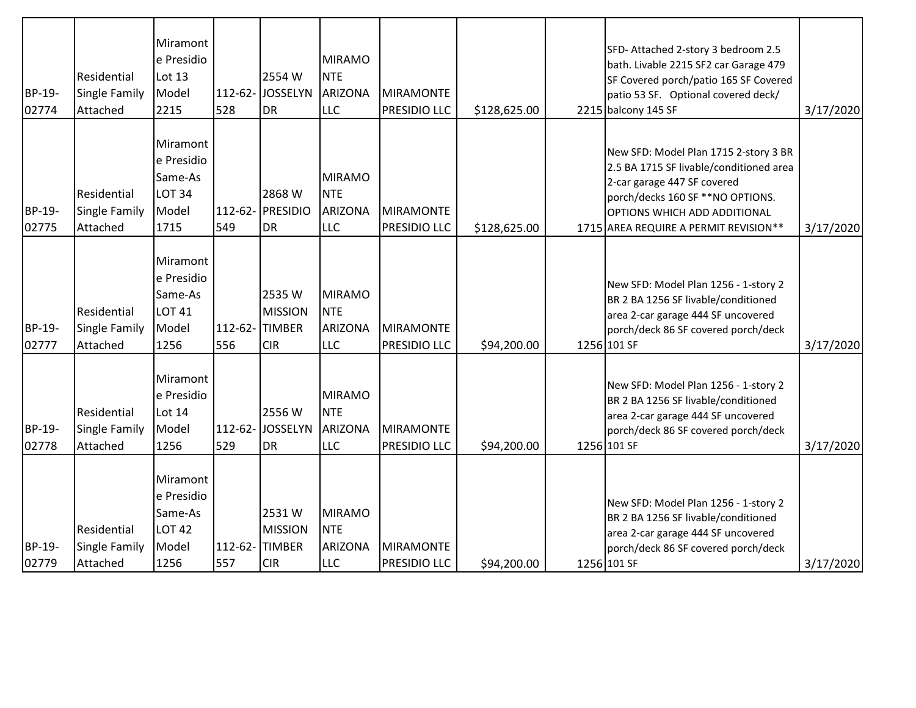| | | | | | | | | | | |
|---|---|---|---|---|---|---|---|---|---|---|
| BP-19-02774 | Residential Single Family Attached | Miramonte Presidio Lot 13 Model 2215 | 112-62-528 | 2554 W JOSSELYN DR | MIRAMONTE ARIZONA LLC | MIRAMONTE PRESIDIO LLC | $128,625.00 | 2215 | SFD- Attached 2-story 3 bedroom 2.5 bath. Livable 2215 SF2 car Garage 479 SF Covered porch/patio 165 SF Covered patio 53 SF. Optional covered deck/ balcony 145 SF | 3/17/2020 |
| BP-19-02775 | Residential Single Family Attached | Miramonte Presidio Same-As LOT 34 Model 1715 | 112-62-549 | 2868 W PRESIDIO DR | MIRAMONTE ARIZONA LLC | MIRAMONTE PRESIDIO LLC | $128,625.00 | 1715 | New SFD: Model Plan 1715 2-story 3 BR 2.5 BA 1715 SF livable/conditioned area 2-car garage 447 SF covered porch/decks 160 SF **NO OPTIONS. OPTIONS WHICH ADD ADDITIONAL AREA REQUIRE A PERMIT REVISION** | 3/17/2020 |
| BP-19-02777 | Residential Single Family Attached | Miramonte Presidio Same-As LOT 41 Model 1256 | 112-62-556 | 2535 W MISSION TIMBER CIR | MIRAMONTE ARIZONA LLC | MIRAMONTE PRESIDIO LLC | $94,200.00 | 1256 | New SFD: Model Plan 1256 - 1-story 2 BR 2 BA 1256 SF livable/conditioned area 2-car garage 444 SF uncovered porch/deck 86 SF covered porch/deck 101 SF | 3/17/2020 |
| BP-19-02778 | Residential Single Family Attached | Miramonte Presidio Lot 14 Model 1256 | 112-62-529 | 2556 W JOSSELYN DR | MIRAMONTE ARIZONA LLC | MIRAMONTE PRESIDIO LLC | $94,200.00 | 1256 | New SFD: Model Plan 1256 - 1-story 2 BR 2 BA 1256 SF livable/conditioned area 2-car garage 444 SF uncovered porch/deck 86 SF covered porch/deck 101 SF | 3/17/2020 |
| BP-19-02779 | Residential Single Family Attached | Miramonte Presidio Same-As LOT 42 Model 1256 | 112-62-557 | 2531 W MISSION TIMBER CIR | MIRAMONTE ARIZONA LLC | MIRAMONTE PRESIDIO LLC | $94,200.00 | 1256 | New SFD: Model Plan 1256 - 1-story 2 BR 2 BA 1256 SF livable/conditioned area 2-car garage 444 SF uncovered porch/deck 86 SF covered porch/deck 101 SF | 3/17/2020 |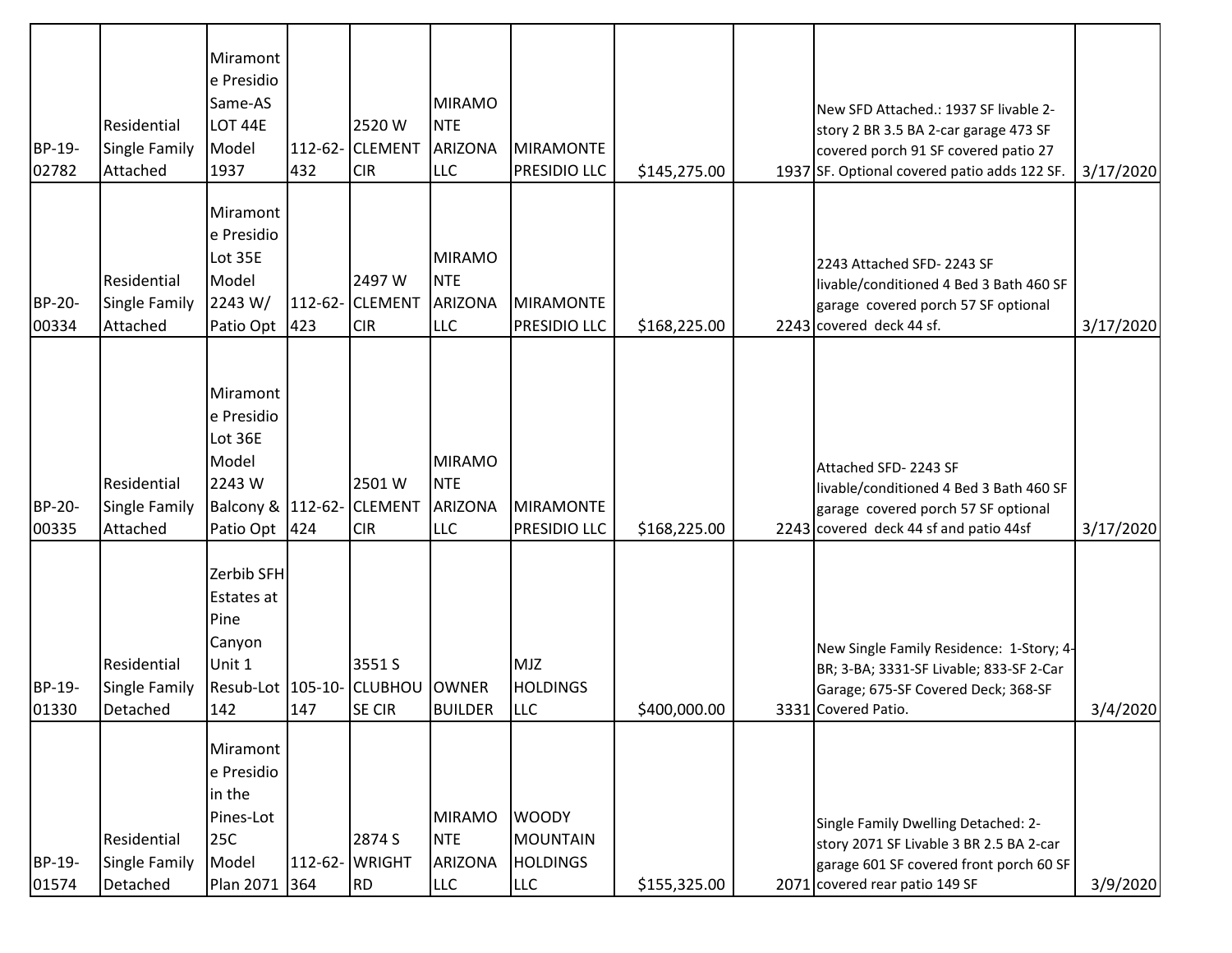| | | | | | | | | | | |
|---|---|---|---|---|---|---|---|---|---|---|
| BP-19-02782 | Residential Single Family Attached | Miramonte Presidio Same-AS LOT 44E Model 1937 | 112-62-432 | 2520 W CLEMENT CIR | MIRAMONTE ARIZONA LLC | MIRAMONTE PRESIDIO LLC | $145,275.00 | 1937 | New SFD Attached.: 1937 SF livable 2-story 2 BR 3.5 BA 2-car garage 473 SF covered porch 91 SF covered patio 27 SF. Optional covered patio adds 122 SF. | 3/17/2020 |
| BP-20-00334 | Residential Single Family Attached | Miramonte Presidio Lot 35E Model 2243 W/ Patio Opt | 112-62-423 | 2497 W CLEMENT CIR | MIRAMONTE ARIZONA LLC | MIRAMONTE PRESIDIO LLC | $168,225.00 | 2243 | 2243 Attached SFD- 2243 SF livable/conditioned 4 Bed 3 Bath 460 SF garage covered porch 57 SF optional covered deck 44 sf. | 3/17/2020 |
| BP-20-00335 | Residential Single Family Attached | Miramonte Presidio Lot 36E Model 2243 W Balcony & Patio Opt | 112-62-424 | 2501 W CLEMENT CIR | MIRAMONTE ARIZONA LLC | MIRAMONTE PRESIDIO LLC | $168,225.00 | 2243 | Attached SFD- 2243 SF livable/conditioned 4 Bed 3 Bath 460 SF garage covered porch 57 SF optional covered deck 44 sf and patio 44sf | 3/17/2020 |
| BP-19-01330 | Residential Single Family Detached | Zerbib SFH Estates at Pine Canyon Unit 1 Resub-Lot 142 | 105-10-147 | 3551 S CLUBHOUSE CIR | OWNER BUILDER | MJZ HOLDINGS LLC | $400,000.00 | 3331 | New Single Family Residence: 1-Story; 4-BR; 3-BA; 3331-SF Livable; 833-SF 2-Car Garage; 675-SF Covered Deck; 368-SF Covered Patio. | 3/4/2020 |
| BP-19-01574 | Residential Single Family Detached | Miramonte Presidio in the Pines-Lot 25C Model Plan 2071 | 112-62-364 | 2874 S WRIGHT RD | MIRAMONTE ARIZONA LLC | WOODY MOUNTAIN HOLDINGS LLC | $155,325.00 | 2071 | Single Family Dwelling Detached: 2-story 2071 SF Livable 3 BR 2.5 BA 2-car garage 601 SF covered front porch 60 SF covered rear patio 149 SF | 3/9/2020 |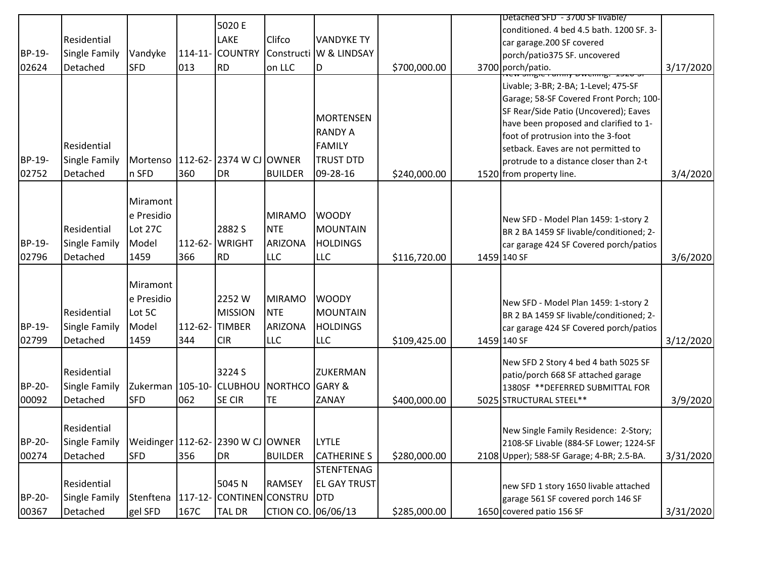| | | | | | | | | | | |
|---|---|---|---|---|---|---|---|---|---|---|
| BP-19-02624 | Residential Single Family Detached | Vandyke SFD | 114-11-013 | 5020 E LAKE COUNTRY RD | Clifco Construction LLC | VANDYKE TY W & LINDSAY D | $700,000.00 | 3700 | Detached SFD - 3700 SF livable/ conditioned. 4 bed 4.5 bath. 1200 SF. 3-car garage.200 SF covered porch/patio375 SF. uncovered porch/patio. | 3/17/2020 |
| BP-19-02752 | Residential Single Family Detached | Mortenson SFD | 112-62-360 | 2374 W CJ DR | OWNER BUILDER | MORTENSEN RANDY A FAMILY TRUST DTD 09-28-16 | $240,000.00 | 1520 | New Single Family Dwelling: 1520-SF Livable; 3-BR; 2-BA; 1-Level; 475-SF Garage; 58-SF Covered Front Porch; 100-SF Rear/Side Patio (Uncovered); Eaves have been proposed and clarified to 1-foot of protrusion into the 3-foot setback. Eaves are not permitted to protrude to a distance closer than 2-t from property line. | 3/4/2020 |
| BP-19-02796 | Residential Single Family Detached | Miramonte Presidio Lot 27C Model 1459 | 112-62-366 | 2882 S WRIGHT RD | MIRAMONTE ARIZONA LLC | WOODY MOUNTAIN HOLDINGS LLC | $116,720.00 | 1459 | New SFD - Model Plan 1459: 1-story 2 BR 2 BA 1459 SF livable/conditioned; 2-car garage 424 SF Covered porch/patios 140 SF | 3/6/2020 |
| BP-19-02799 | Residential Single Family Detached | Miramonte Presidio Lot 5C Model 1459 | 112-62-344 | 2252 W MISSION TIMBER CIR | MIRAMONTE ARIZONA LLC | WOODY MOUNTAIN HOLDINGS LLC | $109,425.00 | 1459 | New SFD - Model Plan 1459: 1-story 2 BR 2 BA 1459 SF livable/conditioned; 2-car garage 424 SF Covered porch/patios 140 SF | 3/12/2020 |
| BP-20-00092 | Residential Single Family Detached | Zukerman SFD | 105-10-062 | 3224 S CLUBHOUSE CIR | NORTHCOTE | ZUKERMAN GARY & ZANAY | $400,000.00 | 5025 | New SFD 2 Story 4 bed 4 bath 5025 SF patio/porch 668 SF attached garage 1380SF **DEFERRED SUBMITTAL FOR STRUCTURAL STEEL** | 3/9/2020 |
| BP-20-00274 | Residential Single Family Detached | Weidinger SFD | 112-62-356 | 2390 W CJ DR | OWNER BUILDER | LYTLE CATHERINE S | $280,000.00 | 2108 | New Single Family Residence: 2-Story; 2108-SF Livable (884-SF Lower; 1224-SF Upper); 588-SF Garage; 4-BR; 2.5-BA. | 3/31/2020 |
| BP-20-00367 | Residential Single Family Detached | Stenftenagel SFD | 117-12-167C | 5045 N CONTINENTAL DR | RAMSEY CONSTRUCTION CO. | STENFTENAGEL GAY TRUST DTD 06/06/13 | $285,000.00 | 1650 | new SFD 1 story 1650 livable attached garage 561 SF covered porch 146 SF covered patio 156 SF | 3/31/2020 |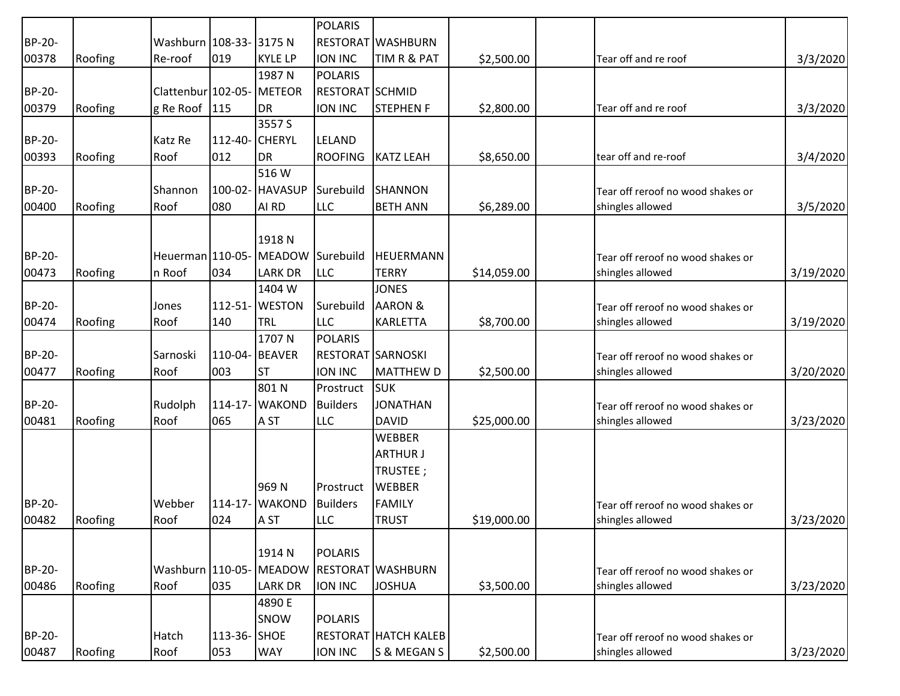| BP-20-00378 | Roofing | Washburn Re-roof | 108-33-019 | 3175 N KYLE LP | POLARIS RESTORATION INC | WASHBURN TIM R & PAT | $2,500.00 | | Tear off and re roof | 3/3/2020 |
|---|---|---|---|---|---|---|---|---|---|---|
| BP-20-00379 | Roofing | Clattenburg Re Roof | 102-05-115 | 1987 N METEOR DR | POLARIS RESTORATION INC | SCHMID STEPHEN F | $2,800.00 | | Tear off and re roof | 3/3/2020 |
| BP-20-00393 | Roofing | Katz Re Roof | 112-40-012 | 3557 S CHERYL DR | LELAND ROOFING | KATZ LEAH | $8,650.00 | | tear off and re-roof | 3/4/2020 |
| BP-20-00400 | Roofing | Shannon Roof | 100-02-080 | 516 W HAVASUPAI RD | Surebuild LLC | SHANNON BETH ANN | $6,289.00 | | Tear off reroof no wood shakes or shingles allowed | 3/5/2020 |
| BP-20-00473 | Roofing | Heuermann Roof | 110-05-034 | 1918 N MEADOWLARK DR | Surebuild LLC | HEUERMANN TERRY | $14,059.00 | | Tear off reroof no wood shakes or shingles allowed | 3/19/2020 |
| BP-20-00474 | Roofing | Jones Roof | 112-51-140 | 1404 W WESTON TRL | Surebuild LLC | JONES AARON & KARLETTA | $8,700.00 | | Tear off reroof no wood shakes or shingles allowed | 3/19/2020 |
| BP-20-00477 | Roofing | Sarnoski Roof | 110-04-003 | 1707 N BEAVER ST | POLARIS RESTORATION INC | SARNOSKI MATTHEW D | $2,500.00 | | Tear off reroof no wood shakes or shingles allowed | 3/20/2020 |
| BP-20-00481 | Roofing | Rudolph Roof | 114-17-065 | 801 N WAKONDA ST | Prostruct Builders LLC | SUK JONATHAN DAVID | $25,000.00 | | Tear off reroof no wood shakes or shingles allowed | 3/23/2020 |
| BP-20-00482 | Roofing | Webber Roof | 114-17-024 | 969 N WAKONDA ST | Prostruct Builders LLC | WEBBER ARTHUR J TRUSTEE ; WEBBER FAMILY TRUST | $19,000.00 | | Tear off reroof no wood shakes or shingles allowed | 3/23/2020 |
| BP-20-00486 | Roofing | Washburn Roof | 110-05-035 | 1914 N MEADOWLARK DR | POLARIS RESTORATION INC | WASHBURN JOSHUA | $3,500.00 | | Tear off reroof no wood shakes or shingles allowed | 3/23/2020 |
| BP-20-00487 | Roofing | Hatch Roof | 113-36-053 | 4890 E SNOW SHOE WAY | POLARIS RESTORATION INC | HATCH KALEB S & MEGAN S | $2,500.00 | | Tear off reroof no wood shakes or shingles allowed | 3/23/2020 |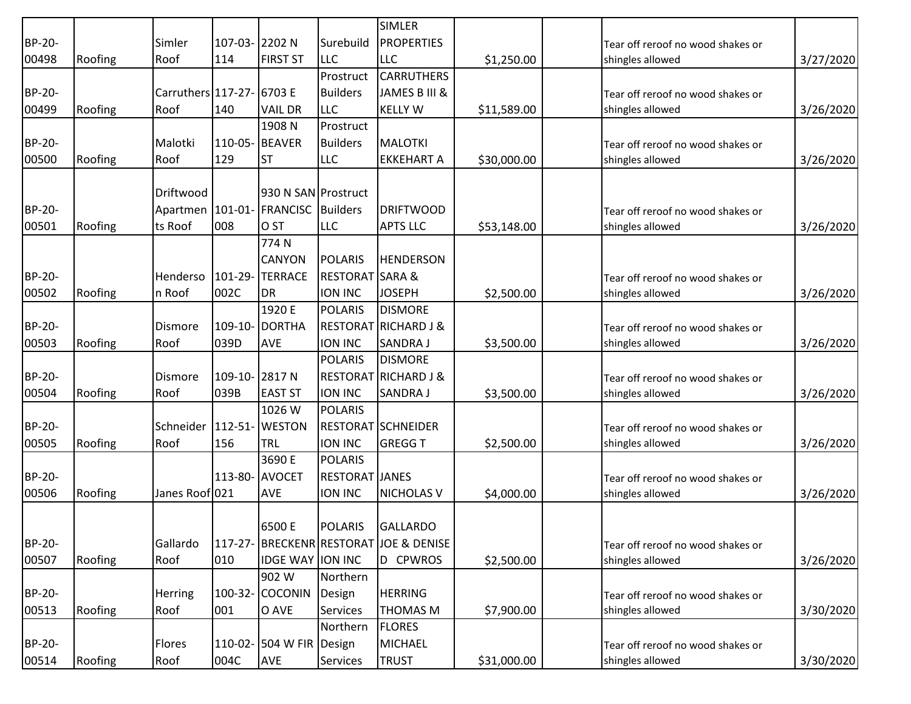| | | | | | | | | | | |
|---|---|---|---|---|---|---|---|---|---|---|
| BP-20-00498 | Roofing | Simler Roof | 107-03-114 | 2202 N FIRST ST | Surebuild LLC | SIMLER PROPERTIES LLC | $1,250.00 | | Tear off reroof no wood shakes or shingles allowed | 3/27/2020 |
| BP-20-00499 | Roofing | Carruthers Roof | 117-27-140 | 6703 E VAIL DR | Prostruct Builders LLC | CARRUTHERS JAMES B III & KELLY W | $11,589.00 | | Tear off reroof no wood shakes or shingles allowed | 3/26/2020 |
| BP-20-00500 | Roofing | Malotki Roof | 110-05-129 | 1908 N BEAVER ST | Prostruct Builders LLC | MALOTKI EKKEHART A | $30,000.00 | | Tear off reroof no wood shakes or shingles allowed | 3/26/2020 |
| BP-20-00501 | Roofing | Driftwood Apartments Roof | 101-01-008 | 930 N SAN FRANCISCO ST | Prostruct Builders LLC | DRIFTWOOD APTS LLC | $53,148.00 | | Tear off reroof no wood shakes or shingles allowed | 3/26/2020 |
| BP-20-00502 | Roofing | Henderson Roof | 101-29-002C | 774 N CANYON TERRACE DR | POLARIS RESTORATION INC | HENDERSON SARA & JOSEPH | $2,500.00 | | Tear off reroof no wood shakes or shingles allowed | 3/26/2020 |
| BP-20-00503 | Roofing | Dismore Roof | 109-10-039D | 1920 E DORTHA AVE | POLARIS RESTORATION INC | DISMORE RICHARD J & SANDRA J | $3,500.00 | | Tear off reroof no wood shakes or shingles allowed | 3/26/2020 |
| BP-20-00504 | Roofing | Dismore Roof | 109-10-039B | 2817 N EAST ST | POLARIS RESTORATION INC | DISMORE RICHARD J & SANDRA J | $3,500.00 | | Tear off reroof no wood shakes or shingles allowed | 3/26/2020 |
| BP-20-00505 | Roofing | Schneider Roof | 112-51-156 | 1026 W WESTON TRL | POLARIS RESTORATION INC | SCHNEIDER GREGG T | $2,500.00 | | Tear off reroof no wood shakes or shingles allowed | 3/26/2020 |
| BP-20-00506 | Roofing | Janes Roof | 113-80-021 | 3690 E AVOCET AVE | POLARIS RESTORATION INC | JANES NICHOLAS V | $4,000.00 | | Tear off reroof no wood shakes or shingles allowed | 3/26/2020 |
| BP-20-00507 | Roofing | Gallardo Roof | 117-27-010 | 6500 E BRECKENRIDGE WAY | POLARIS RESTORATION INC | GALLARDO JOE & DENISE D CPWROS | $2,500.00 | | Tear off reroof no wood shakes or shingles allowed | 3/26/2020 |
| BP-20-00513 | Roofing | Herring Roof | 100-32-001 | 902 W COCONINO AVE | Northern Design Services | HERRING THOMAS M | $7,900.00 | | Tear off reroof no wood shakes or shingles allowed | 3/30/2020 |
| BP-20-00514 | Roofing | Flores Roof | 110-02-004C | 504 W FIR AVE | Northern Design Services | FLORES MICHAEL TRUST | $31,000.00 | | Tear off reroof no wood shakes or shingles allowed | 3/30/2020 |